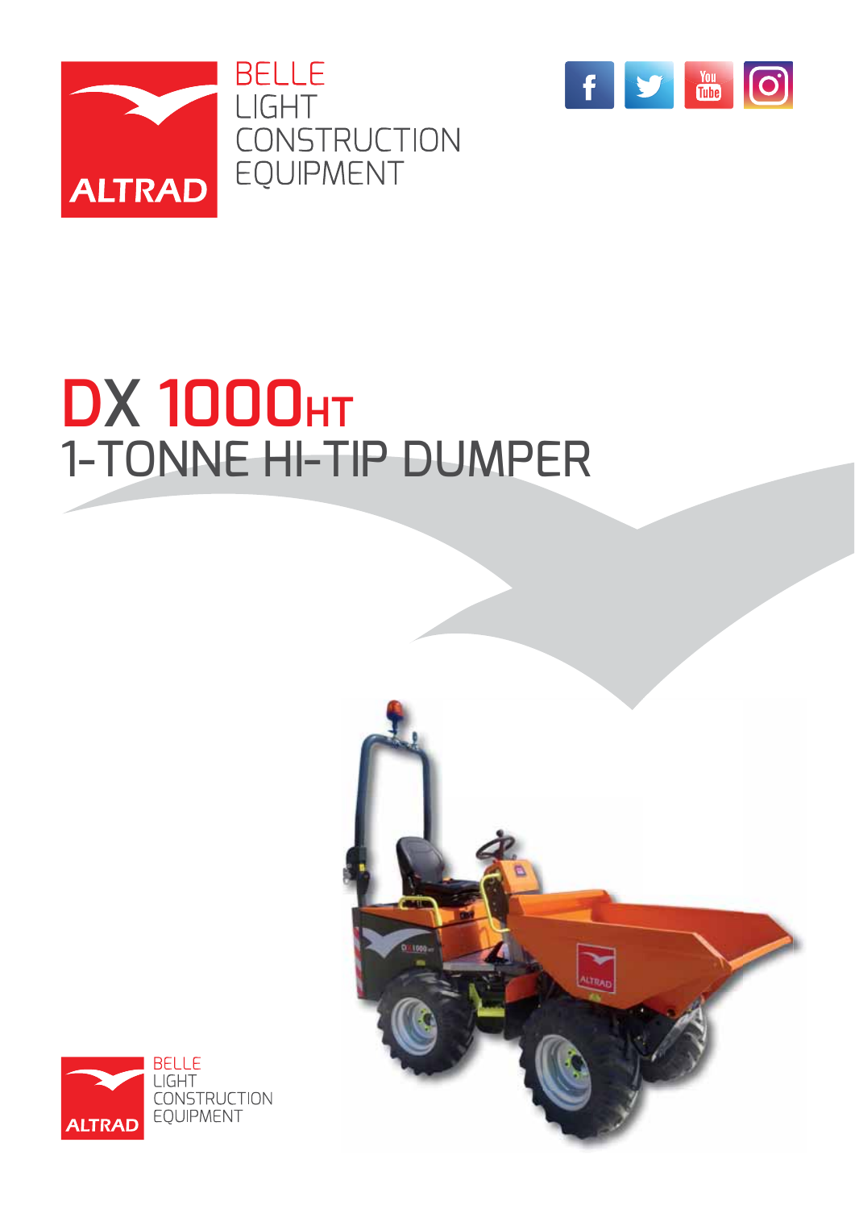ALTRAD

BELLE
LIGHT
CONSTRUCTION
EQUIPMENT

# DX 1000HT

## 1-TONNE HI-TIP DUMPER

ALTRAD

BELLE
LIGHT
CONSTRUCTION
EQUIPMENT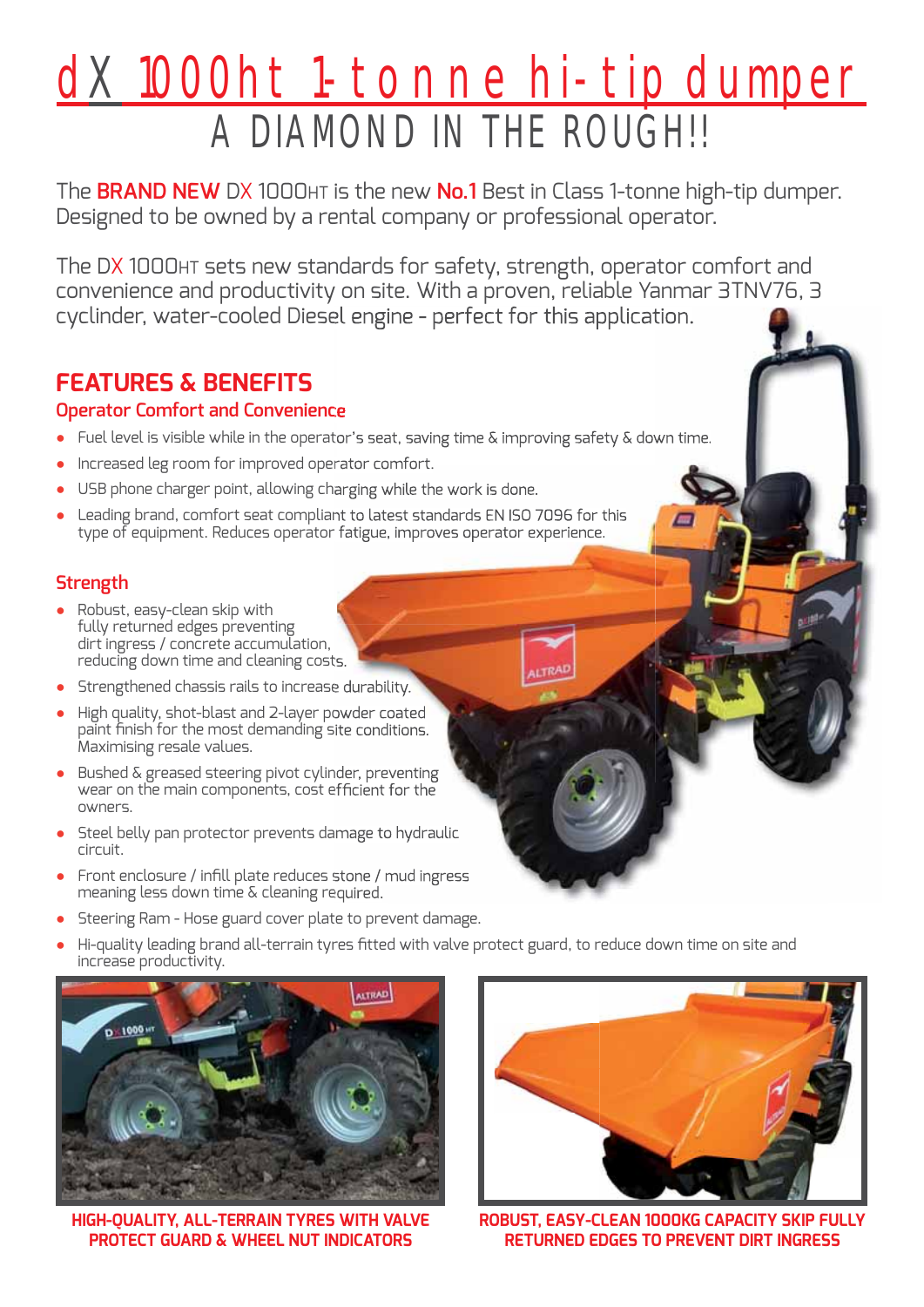# dX 1000ht 1-tonne hi-tip dumper

## A DIAMOND IN THE ROUGH!!

The **BRAND NEW** DX 1000HT is the new **No.1** Best in Class 1-tonne high-tip dumper. Designed to be owned by a rental company or professional operator.

The DX 1000HT sets new standards for safety, strength, operator comfort and convenience and productivity on site. With a proven, reliable Yanmar 3TNV76, 3 cylinder, water-cooled Diesel engine - perfect for this application.

## FEATURES & BENEFITS

### Operator Comfort and Convenience

- Fuel level is visible while in the operator's seat, saving time & improving safety & down time.
- Increased leg room for improved operator comfort.
- USB phone charger point, allowing charging while the work is done.
- Leading brand, comfort seat compliant to latest standards EN ISO 7096 for this type of equipment. Reduces operator fatigue, improves operator experience.

### Strength

- Robust, easy-clean skip with fully returned edges preventing dirt ingress / concrete accumulation, reducing down time and cleaning costs.
- Strengthened chassis rails to increase durability.
- High quality, shot-blast and 2-layer powder coated paint finish for the most demanding site conditions. Maximising resale values.
- Bushed & greased steering pivot cylinder, preventing wear on the main components, cost efficient for the owners.
- Steel belly pan protector prevents damage to hydraulic circuit.
- Front enclosure / infill plate reduces stone / mud ingress meaning less down time & cleaning required.
- Steering Ram - Hose guard cover plate to prevent damage.
- Hi-quality leading brand all-terrain tyres fitted with valve protect guard, to reduce down time on site and increase productivity.

HIGH-QUALITY, ALL-TERRAIN TYRES WITH VALVE PROTECT GUARD & WHEEL NUT INDICATORS

ROBUST, EASY-CLEAN 1000KG CAPACITY SKIP FULLY RETURNED EDGES TO PREVENT DIRT INGRESS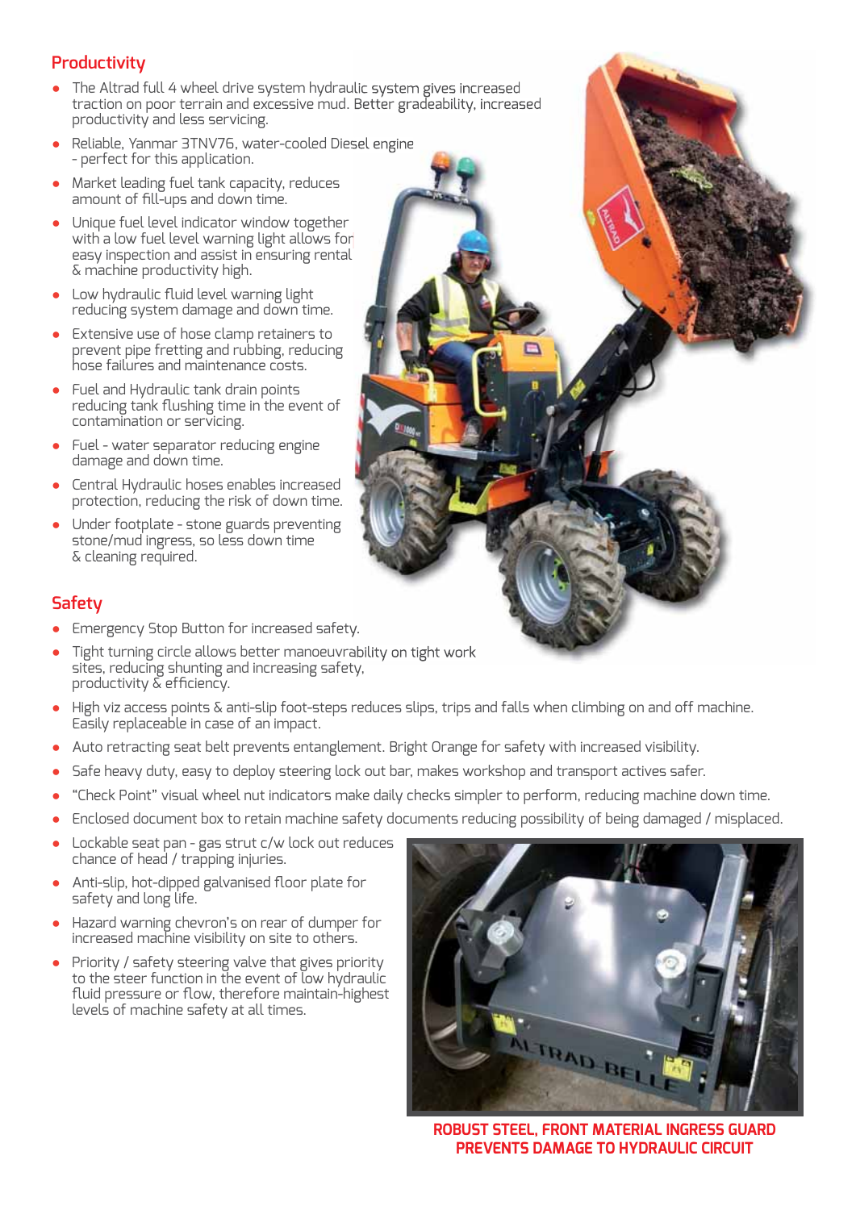## Productivity

- The Altrad full 4 wheel drive system hydraulic system gives increased traction on poor terrain and excessive mud. Better gradeability, increased productivity and less servicing.
- Reliable, Yanmar 3TNV76, water-cooled Diesel engine - perfect for this application.
- Market leading fuel tank capacity, reduces amount of fill-ups and down time.
- Unique fuel level indicator window together with a low fuel level warning light allows for easy inspection and assist in ensuring rental & machine productivity high.
- Low hydraulic fluid level warning light reducing system damage and down time.
- Extensive use of hose clamp retainers to prevent pipe fretting and rubbing, reducing hose failures and maintenance costs.
- Fuel and Hydraulic tank drain points reducing tank flushing time in the event of contamination or servicing.
- Fuel - water separator reducing engine damage and down time.
- Central Hydraulic hoses enables increased protection, reducing the risk of down time.
- Under footplate - stone guards preventing stone/mud ingress, so less down time & cleaning required.

## Safety

- Emergency Stop Button for increased safety.
- Tight turning circle allows better manoeuvrability on tight work sites, reducing shunting and increasing safety, productivity & efficiency.
- High viz access points & anti-slip foot-steps reduces slips, trips and falls when climbing on and off machine. Easily replaceable in case of an impact.
- Auto retracting seat belt prevents entanglement. Bright Orange for safety with increased visibility.
- Safe heavy duty, easy to deploy steering lock out bar, makes workshop and transport actives safer.
- "Check Point" visual wheel nut indicators make daily checks simpler to perform, reducing machine down time.
- Enclosed document box to retain machine safety documents reducing possibility of being damaged / misplaced.
- Lockable seat pan - gas strut c/w lock out reduces chance of head / trapping injuries.
- Anti-slip, hot-dipped galvanised floor plate for safety and long life.
- Hazard warning chevron's on rear of dumper for increased machine visibility on site to others.
- Priority / safety steering valve that gives priority to the steer function in the event of low hydraulic fluid pressure or flow, therefore maintain-highest levels of machine safety at all times.

**ROBUST STEEL, FRONT MATERIAL INGRESS GUARD PREVENTS DAMAGE TO HYDRAULIC CIRCUIT**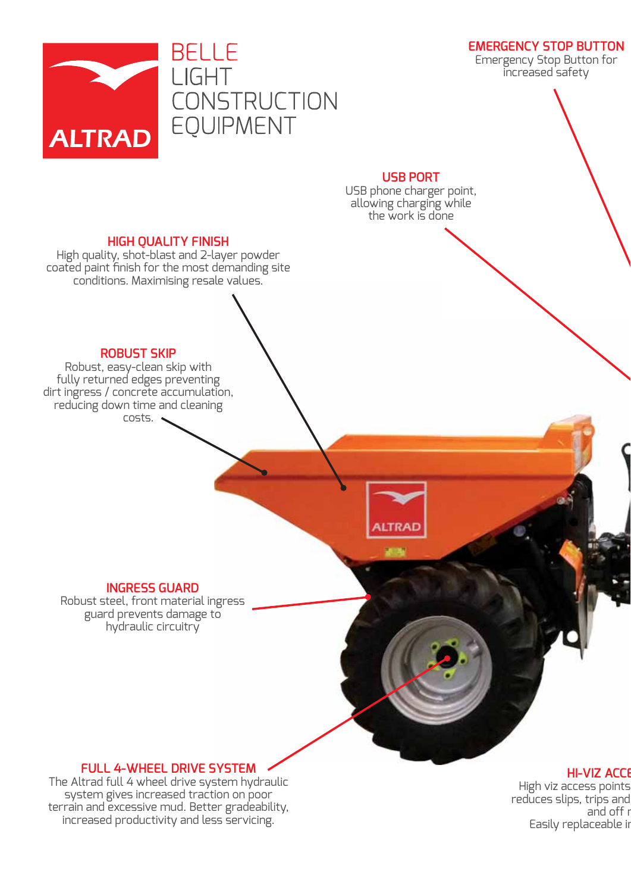# BELLE LIGHT CONSTRUCTION EQUIPMENT

ALTRAD

### EMERGENCY STOP BUTTON
Emergency Stop Button for increased safety

### USB PORT
USB phone charger point, allowing charging while the work is done

### HIGH QUALITY FINISH
High quality, shot-blast and 2-layer powder coated paint finish for the most demanding site conditions. Maximising resale values.

### ROBUST SKIP
Robust, easy-clean skip with fully returned edges preventing dirt ingress / concrete accumulation, reducing down time and cleaning costs.

### INGRESS GUARD
Robust steel, front material ingress guard prevents damage to hydraulic circuitry

### FULL 4-WHEEL DRIVE SYSTEM
The Altrad full 4 wheel drive system hydraulic system gives increased traction on poor terrain and excessive mud. Better gradeability, increased productivity and less servicing.

### HI-VIZ ACCE
High viz access points reduces slips, trips and and off r Easily replaceable ir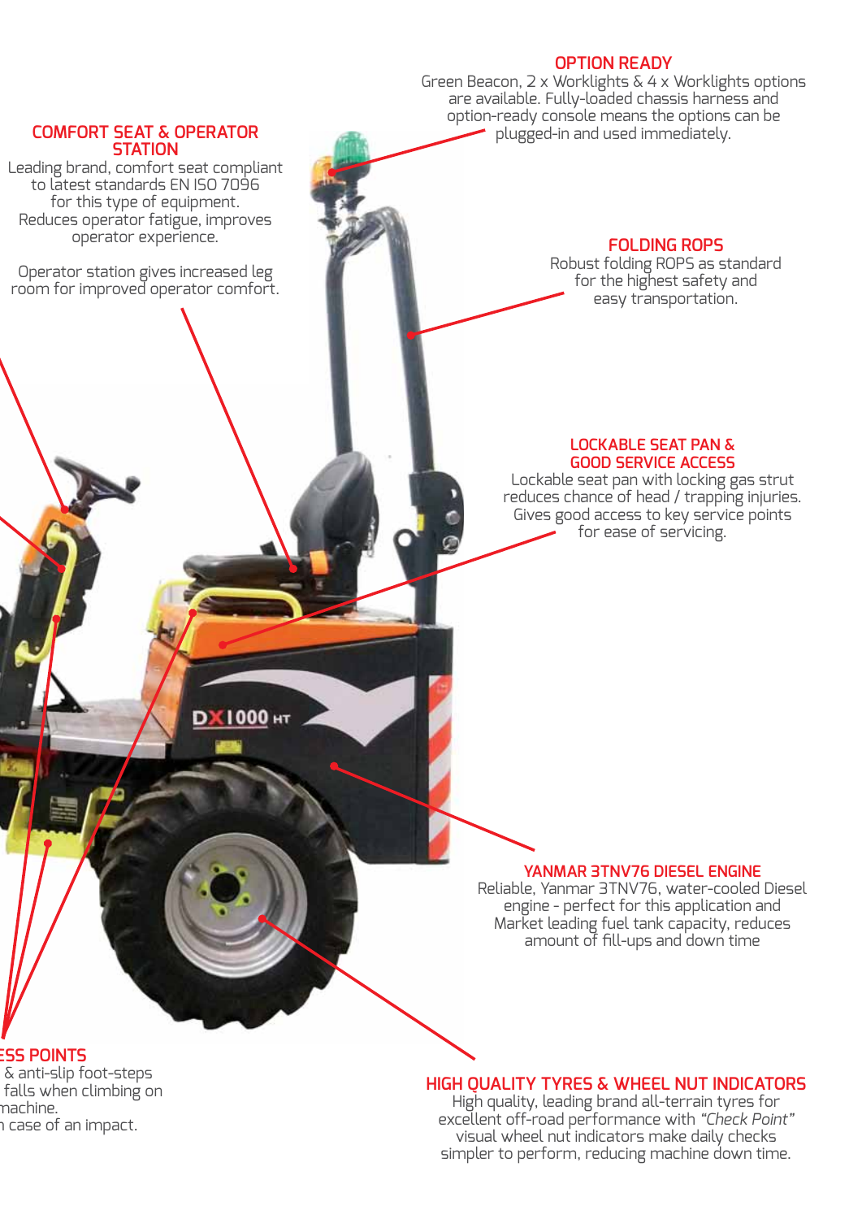## COMFORT SEAT & OPERATOR STATION

Leading brand, comfort seat compliant to latest standards EN ISO 7096 for this type of equipment. Reduces operator fatigue, improves operator experience.

Operator station gives increased leg room for improved operator comfort.

## OPTION READY

Green Beacon, 2 x Worklights & 4 x Worklights options are available. Fully-loaded chassis harness and option-ready console means the options can be plugged-in and used immediately.

## FOLDING ROPS

Robust folding ROPS as standard for the highest safety and easy transportation.

## LOCKABLE SEAT PAN & GOOD SERVICE ACCESS

Lockable seat pan with locking gas strut reduces chance of head / trapping injuries. Gives good access to key service points for ease of servicing.

DX1000 HT

## YANMAR 3TNV76 DIESEL ENGINE

Reliable, Yanmar 3TNV76, water-cooled Diesel engine - perfect for this application and Market leading fuel tank capacity, reduces amount of fill-ups and down time

## ESS POINTS

& anti-slip foot-steps
falls when climbing on
machine.
n case of an impact.

## HIGH QUALITY TYRES & WHEEL NUT INDICATORS

High quality, leading brand all-terrain tyres for excellent off-road performance with *"Check Point"* visual wheel nut indicators make daily checks simpler to perform, reducing machine down time.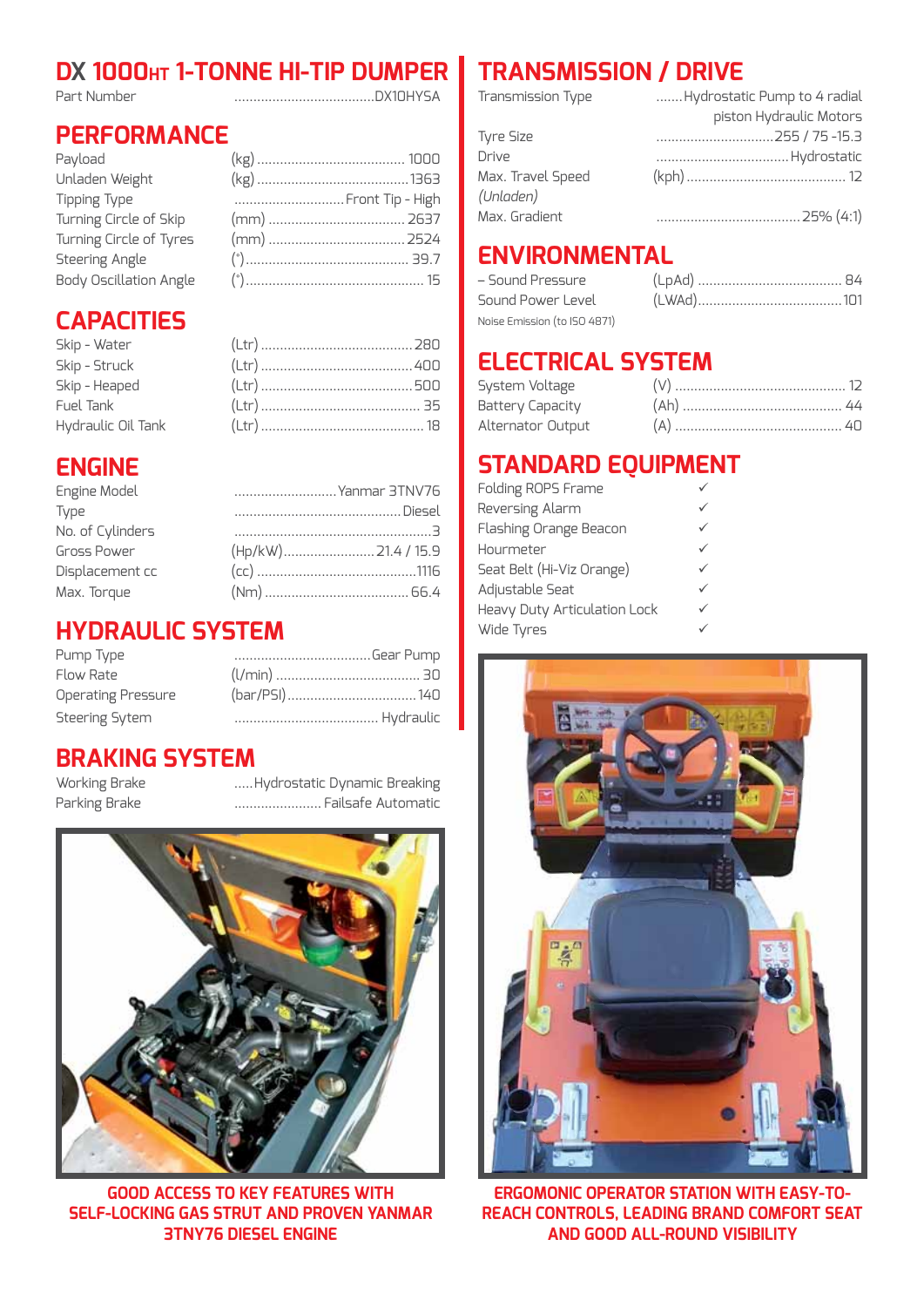# DX 1000HT 1-TONNE HI-TIP DUMPER

| | |
|---|---|
| Part Number | DX10HYSA |

## PERFORMANCE

| | | |
|---|---|---|
| Payload | (kg) | 1000 |
| Unladen Weight | (kg) | 1363 |
| Tipping Type | | Front Tip - High |
| Turning Circle of Skip | (mm) | 2637 |
| Turning Circle of Tyres | (mm) | 2524 |
| Steering Angle | (°) | 39.7 |
| Body Oscillation Angle | (°) | 15 |

## CAPACITIES

| | | |
|---|---|---|
| Skip - Water | (Ltr) | 280 |
| Skip - Struck | (Ltr) | 400 |
| Skip - Heaped | (Ltr) | 500 |
| Fuel Tank | (Ltr) | 35 |
| Hydraulic Oil Tank | (Ltr) | 18 |

## ENGINE

| | | |
|---|---|---|
| Engine Model | | Yanmar 3TNV76 |
| Type | | Diesel |
| No. of Cylinders | | 3 |
| Gross Power | (Hp/kW) | 21.4 / 15.9 |
| Displacement cc | (cc) | 1116 |
| Max. Torque | (Nm) | 66.4 |

## HYDRAULIC SYSTEM

| | | |
|---|---|---|
| Pump Type | | Gear Pump |
| Flow Rate | (l/min) | 30 |
| Operating Pressure | (bar/PSI) | 140 |
| Steering Sytem | | Hydraulic |

## BRAKING SYSTEM

| | |
|---|---|
| Working Brake | Hydrostatic Dynamic Breaking |
| Parking Brake | Failsafe Automatic |

GOOD ACCESS TO KEY FEATURES WITH SELF-LOCKING GAS STRUT AND PROVEN YANMAR 3TNY76 DIESEL ENGINE

## TRANSMISSION / DRIVE

| | | |
|---|---|---|
| Transmission Type | | Hydrostatic Pump to 4 radial piston Hydraulic Motors |
| Tyre Size | | 255 / 75 -15.3 |
| Drive | | Hydrostatic |
| Max. Travel Speed *(Unladen)* | (kph) | 12 |
| Max. Gradient | | 25% (4:1) |

## ENVIRONMENTAL

| | | |
|---|---|---|
| – Sound Pressure | (LpAd) | 84 |
| Sound Power Level | (LWAd) | 101 |

Noise Emission (to ISO 4871)

## ELECTRICAL SYSTEM

| | | |
|---|---|---|
| System Voltage | (V) | 12 |
| Battery Capacity | (Ah) | 44 |
| Alternator Output | (A) | 40 |

## STANDARD EQUIPMENT

| | |
|---|---|
| Folding ROPS Frame | ✓ |
| Reversing Alarm | ✓ |
| Flashing Orange Beacon | ✓ |
| Hourmeter | ✓ |
| Seat Belt (Hi-Viz Orange) | ✓ |
| Adjustable Seat | ✓ |
| Heavy Duty Articulation Lock | ✓ |
| Wide Tyres | ✓ |

ERGOMONIC OPERATOR STATION WITH EASY-TO-REACH CONTROLS, LEADING BRAND COMFORT SEAT AND GOOD ALL-ROUND VISIBILITY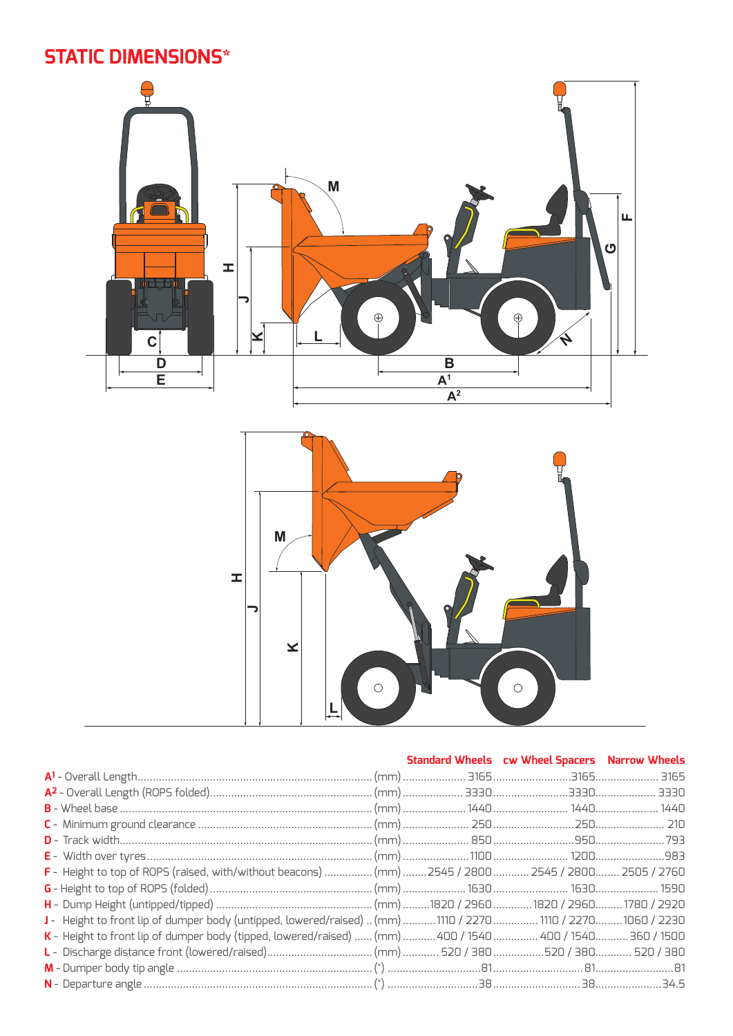## STATIC DIMENSIONS*

| | | Standard Wheels | cw Wheel Spacers | Narrow Wheels |
|---|---|---|---|---|
| A[1] - Overall Length | (mm) | 3165 | 3165 | 3165 |
| A[2] - Overall Length (ROPS folded) | (mm) | 3330 | 3330 | 3330 |
| B - Wheel base | (mm) | 1440 | 1440 | 1440 |
| C - Minimum ground clearance | (mm) | 250 | 250 | 210 |
| D - Track width | (mm) | 850 | 950 | 793 |
| E - Width over tyres | (mm) | 1100 | 1200 | 983 |
| F - Height to top of ROPS (raised, with/without beacons) | (mm) | 2545 / 2800 | 2545 / 2800 | 2505 / 2760 |
| G - Height to top of ROPS (folded) | (mm) | 1630 | 1630 | 1590 |
| H - Dump Height (untipped/tipped) | (mm) | 1820 / 2960 | 1820 / 2960 | 1780 / 2920 |
| J - Height to front lip of dumper body (untipped, lowered/raised) | (mm) | 1110 / 2270 | 1110 / 2270 | 1060 / 2230 |
| K - Height to front lip of dumper body (tipped, lowered/raised) | (mm) | 400 / 1540 | 400 / 1540 | 360 / 1500 |
| L - Discharge distance front (lowered/raised) | (mm) | 520 / 380 | 520 / 380 | 520 / 380 |
| M - Dumper body tip angle | (°) | 81 | 81 | 81 |
| N - Departure angle | (°) | 38 | 38 | 34.5 |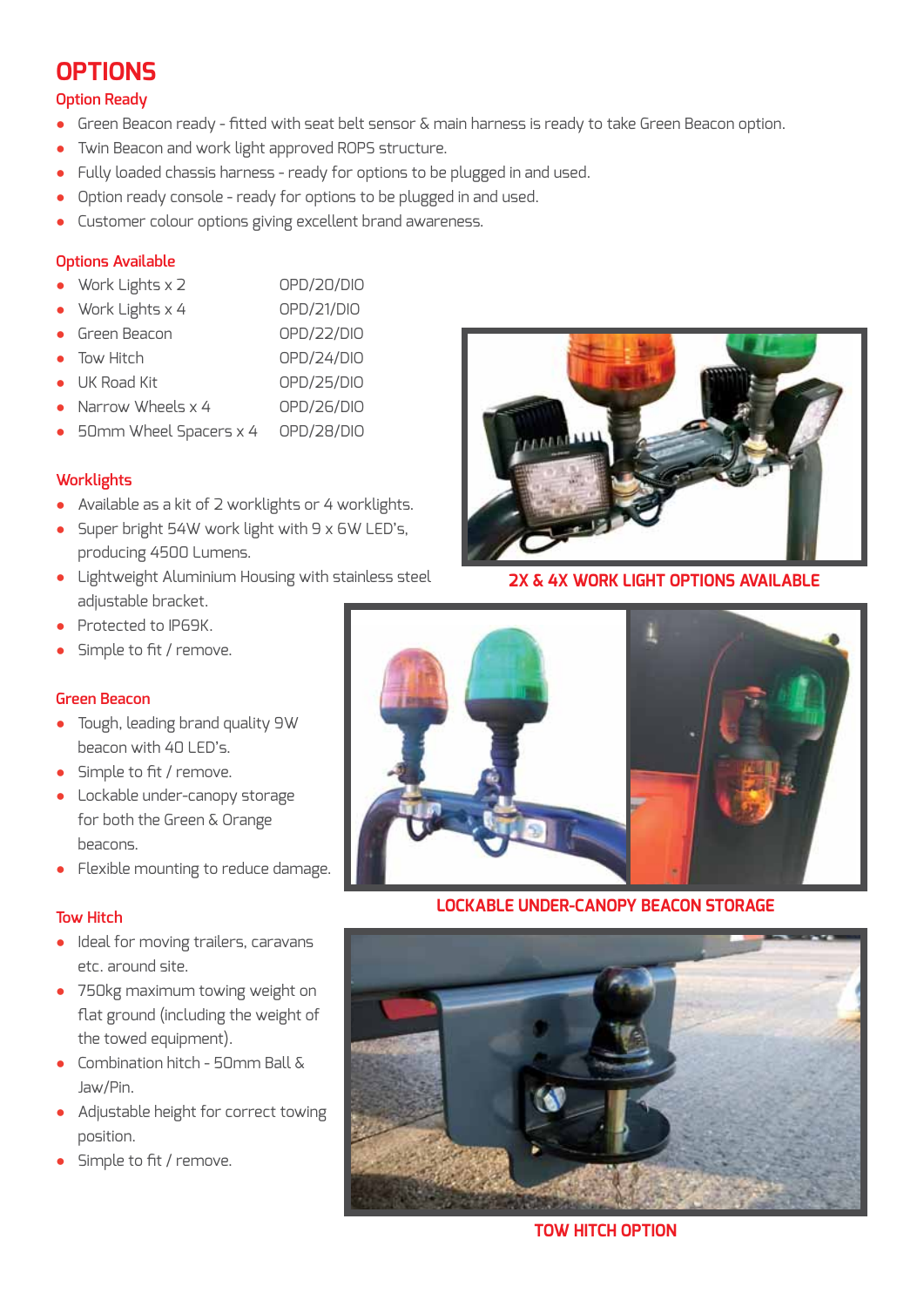# OPTIONS

## Option Ready

- Green Beacon ready - fitted with seat belt sensor & main harness is ready to take Green Beacon option.
- Twin Beacon and work light approved ROPS structure.
- Fully loaded chassis harness - ready for options to be plugged in and used.
- Option ready console - ready for options to be plugged in and used.
- Customer colour options giving excellent brand awareness.

## Options Available

| Option | Code |
| --- | --- |
| Work Lights x 2 | OPD/20/DIO |
| Work Lights x 4 | OPD/21/DIO |
| Green Beacon | OPD/22/DIO |
| Tow Hitch | OPD/24/DIO |
| UK Road Kit | OPD/25/DIO |
| Narrow Wheels x 4 | OPD/26/DIO |
| 50mm Wheel Spacers x 4 | OPD/28/DIO |

## Worklights

- Available as a kit of 2 worklights or 4 worklights.
- Super bright 54W work light with 9 x 6W LED's, producing 4500 Lumens.
- Lightweight Aluminium Housing with stainless steel adjustable bracket.
- Protected to IP69K.
- Simple to fit / remove.

2X & 4X WORK LIGHT OPTIONS AVAILABLE

## Green Beacon

- Tough, leading brand quality 9W beacon with 40 LED's.
- Simple to fit / remove.
- Lockable under-canopy storage for both the Green & Orange beacons.
- Flexible mounting to reduce damage.

LOCKABLE UNDER-CANOPY BEACON STORAGE

## Tow Hitch

- Ideal for moving trailers, caravans etc. around site.
- 750kg maximum towing weight on flat ground (including the weight of the towed equipment).
- Combination hitch - 50mm Ball & Jaw/Pin.
- Adjustable height for correct towing position.
- Simple to fit / remove.

TOW HITCH OPTION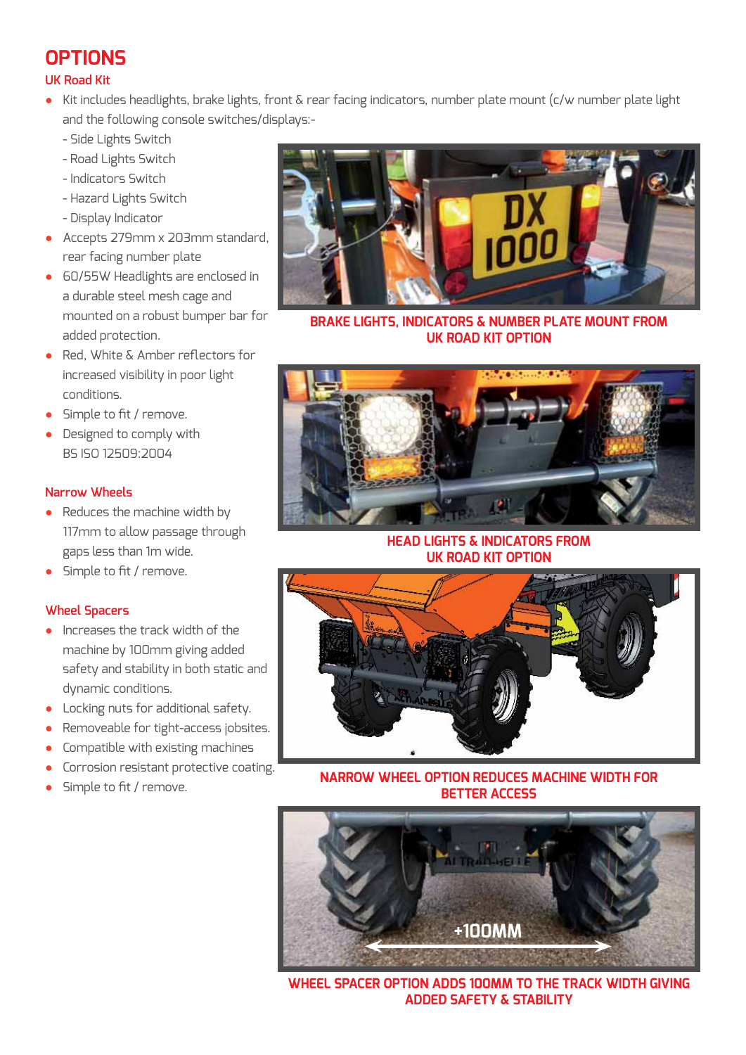# OPTIONS

## UK Road Kit

- Kit includes headlights, brake lights, front & rear facing indicators, number plate mount (c/w number plate light and the following console switches/displays:-
  - Side Lights Switch
  - Road Lights Switch
  - Indicators Switch
  - Hazard Lights Switch
  - Display Indicator
- Accepts 279mm x 203mm standard, rear facing number plate
- 60/55W Headlights are enclosed in a durable steel mesh cage and mounted on a robust bumper bar for added protection.
- Red, White & Amber reflectors for increased visibility in poor light conditions.
- Simple to fit / remove.
- Designed to comply with BS ISO 12509:2004

## Narrow Wheels

- Reduces the machine width by 117mm to allow passage through gaps less than 1m wide.
- Simple to fit / remove.

## Wheel Spacers

- Increases the track width of the machine by 100mm giving added safety and stability in both static and dynamic conditions.
- Locking nuts for additional safety.
- Removeable for tight-access jobsites.
- Compatible with existing machines
- Corrosion resistant protective coating.
- Simple to fit / remove.

BRAKE LIGHTS, INDICATORS & NUMBER PLATE MOUNT FROM UK ROAD KIT OPTION

HEAD LIGHTS & INDICATORS FROM UK ROAD KIT OPTION

NARROW WHEEL OPTION REDUCES MACHINE WIDTH FOR BETTER ACCESS

WHEEL SPACER OPTION ADDS 100MM TO THE TRACK WIDTH GIVING ADDED SAFETY & STABILITY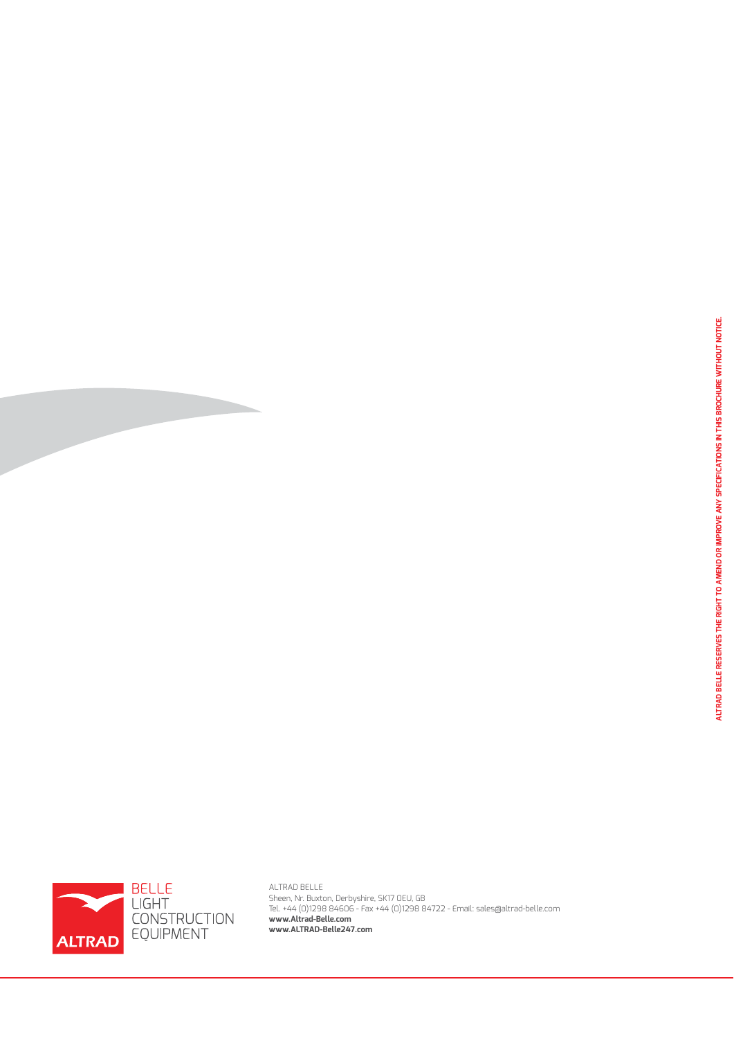BELLE
LIGHT
CONSTRUCTION
EQUIPMENT

ALTRAD BELLE
Sheen, Nr. Buxton, Derbyshire, SK17 0EU, GB
Tel. +44 (0)1298 84606 - Fax +44 (0)1298 84722 - Email: sales@altrad-belle.com
**www.Altrad-Belle.com**
**www.ALTRAD-Belle247.com**

ALTRAD BELLE RESERVES THE RIGHT TO AMEND OR IMPROVE ANY SPECIFICATIONS IN THIS BROCHURE WITHOUT NOTICE.